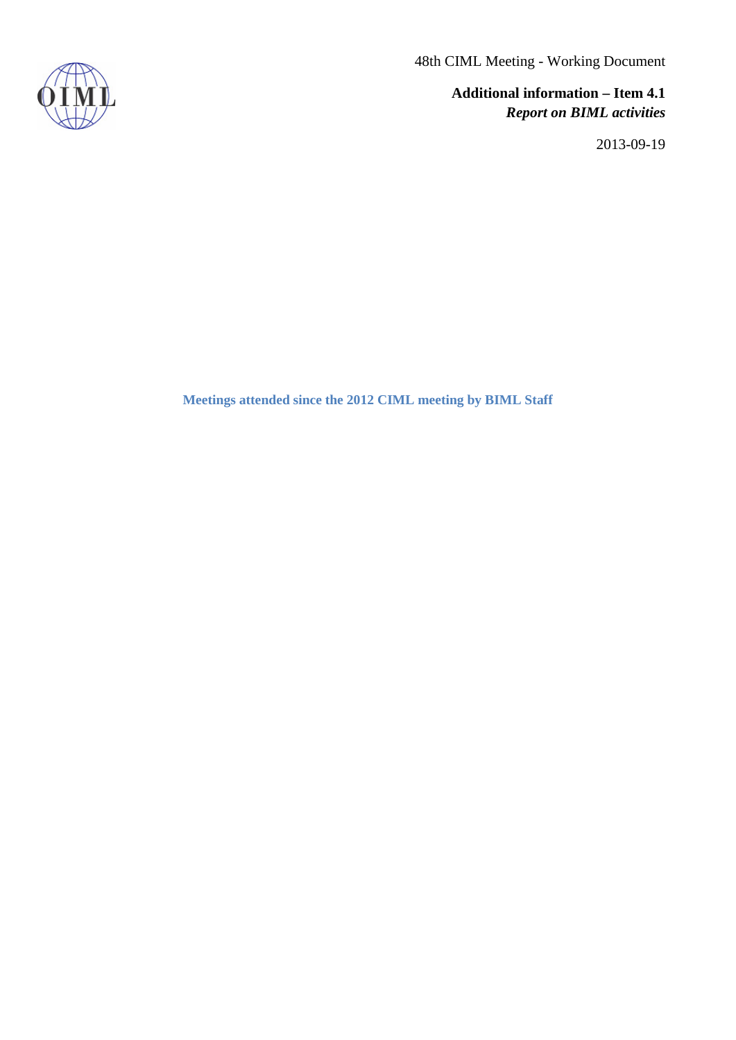48th CIML Meeting - Working Document

**Additional information – Item 4.1**
***Report on BIML activities***

2013-09-19

## Meetings attended since the 2012 CIML meeting by BIML Staff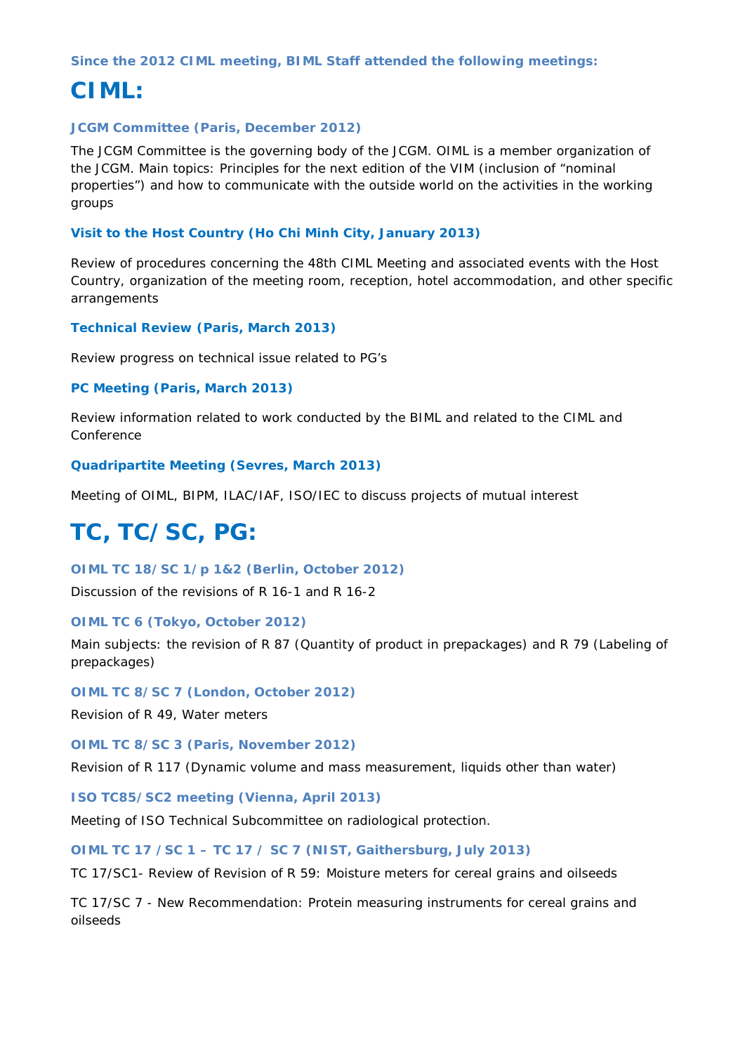**Since the 2012 CIML meeting, BIML Staff attended the following meetings:**

# CIML:

### JCGM Committee (Paris, December 2012)

The JCGM Committee is the governing body of the JCGM. OIML is a member organization of the JCGM. Main topics: Principles for the next edition of the VIM (inclusion of "nominal properties") and how to communicate with the outside world on the activities in the working groups

### Visit to the Host Country (Ho Chi Minh City, January 2013)

Review of procedures concerning the 48th CIML Meeting and associated events with the Host Country, organization of the meeting room, reception, hotel accommodation, and other specific arrangements

### Technical Review (Paris, March 2013)

Review progress on technical issue related to PG's

### PC Meeting (Paris, March 2013)

Review information related to work conducted by the BIML and related to the CIML and Conference

### Quadripartite Meeting (Sevres, March 2013)

Meeting of OIML, BIPM, ILAC/IAF, ISO/IEC to discuss projects of mutual interest

# TC, TC/SC, PG:

### OIML TC 18/SC 1/p 1&2 (Berlin, October 2012)

Discussion of the revisions of R 16-1 and R 16-2

### OIML TC 6 (Tokyo, October 2012)

Main subjects: the revision of R 87 (Quantity of product in prepackages) and R 79 (Labeling of prepackages)

### OIML TC 8/SC 7 (London, October 2012)

Revision of R 49, Water meters

### OIML TC 8/SC 3 (Paris, November 2012)

Revision of R 117 (Dynamic volume and mass measurement, liquids other than water)

### ISO TC85/SC2 meeting (Vienna, April 2013)

Meeting of ISO Technical Subcommittee on radiological protection.

### OIML TC 17 /SC 1 – TC 17 / SC 7 (NIST, Gaithersburg, July 2013)

TC 17/SC1- Review of Revision of R 59: Moisture meters for cereal grains and oilseeds

TC 17/SC 7 - New Recommendation: Protein measuring instruments for cereal grains and oilseeds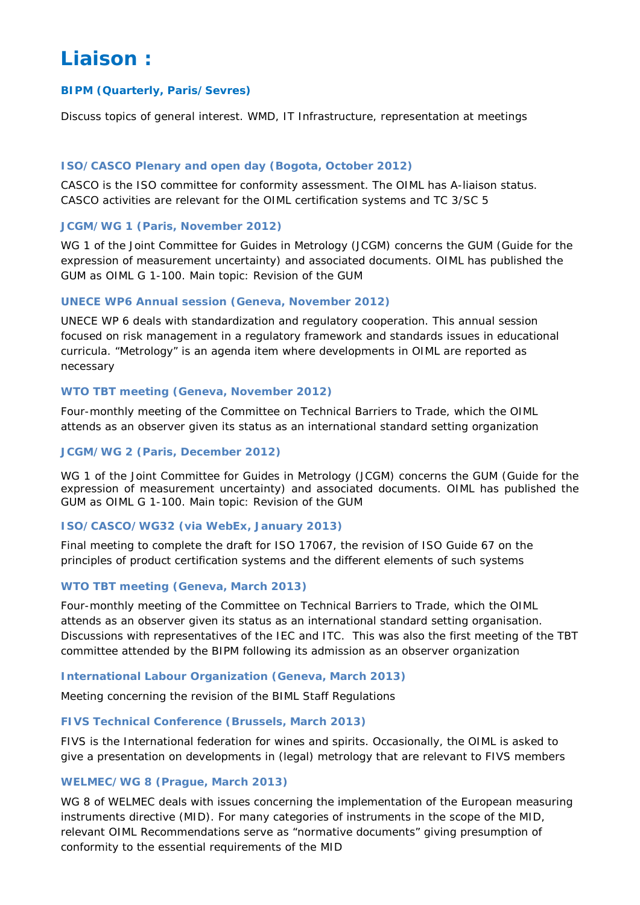# Liaison :

### BIPM (Quarterly, Paris/Sevres)

Discuss topics of general interest. WMD, IT Infrastructure, representation at meetings

### ISO/CASCO Plenary and open day (Bogota, October 2012)

CASCO is the ISO committee for conformity assessment. The OIML has A-liaison status. CASCO activities are relevant for the OIML certification systems and TC 3/SC 5

### JCGM/WG 1 (Paris, November 2012)

WG 1 of the Joint Committee for Guides in Metrology (JCGM) concerns the GUM (Guide for the expression of measurement uncertainty) and associated documents. OIML has published the GUM as OIML G 1-100. Main topic: Revision of the GUM

### UNECE WP6 Annual session (Geneva, November 2012)

UNECE WP 6 deals with standardization and regulatory cooperation. This annual session focused on risk management in a regulatory framework and standards issues in educational curricula. “Metrology” is an agenda item where developments in OIML are reported as necessary

### WTO TBT meeting (Geneva, November 2012)

Four-monthly meeting of the Committee on Technical Barriers to Trade, which the OIML attends as an observer given its status as an international standard setting organization

### JCGM/WG 2 (Paris, December 2012)

WG 1 of the Joint Committee for Guides in Metrology (JCGM) concerns the GUM (Guide for the expression of measurement uncertainty) and associated documents. OIML has published the GUM as OIML G 1-100. Main topic: Revision of the GUM

### ISO/CASCO/WG32 (via WebEx, January 2013)

Final meeting to complete the draft for ISO 17067, the revision of ISO Guide 67 on the principles of product certification systems and the different elements of such systems

### WTO TBT meeting (Geneva, March 2013)

Four-monthly meeting of the Committee on Technical Barriers to Trade, which the OIML attends as an observer given its status as an international standard setting organisation. Discussions with representatives of the IEC and ITC. This was also the first meeting of the TBT committee attended by the BIPM following its admission as an observer organization

### International Labour Organization (Geneva, March 2013)

Meeting concerning the revision of the BIML Staff Regulations

### FIVS Technical Conference (Brussels, March 2013)

FIVS is the International federation for wines and spirits. Occasionally, the OIML is asked to give a presentation on developments in (legal) metrology that are relevant to FIVS members

### WELMEC/WG 8 (Prague, March 2013)

WG 8 of WELMEC deals with issues concerning the implementation of the European measuring instruments directive (MID). For many categories of instruments in the scope of the MID, relevant OIML Recommendations serve as “normative documents” giving presumption of conformity to the essential requirements of the MID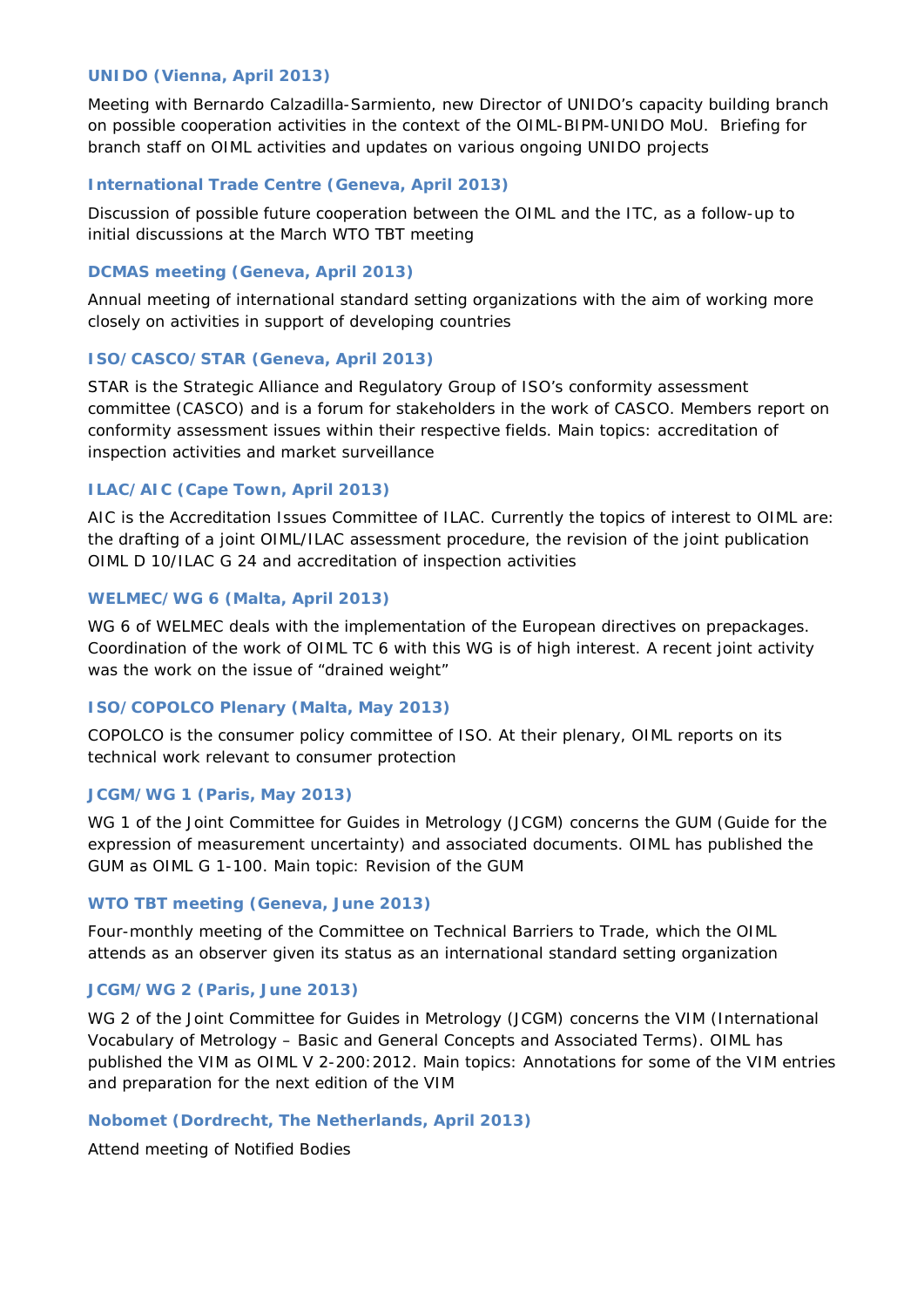### UNIDO (Vienna, April 2013)

Meeting with Bernardo Calzadilla-Sarmiento, new Director of UNIDO's capacity building branch on possible cooperation activities in the context of the OIML-BIPM-UNIDO MoU. Briefing for branch staff on OIML activities and updates on various ongoing UNIDO projects

### International Trade Centre (Geneva, April 2013)

Discussion of possible future cooperation between the OIML and the ITC, as a follow-up to initial discussions at the March WTO TBT meeting

### DCMAS meeting (Geneva, April 2013)

Annual meeting of international standard setting organizations with the aim of working more closely on activities in support of developing countries

### ISO/CASCO/STAR (Geneva, April 2013)

STAR is the Strategic Alliance and Regulatory Group of ISO's conformity assessment committee (CASCO) and is a forum for stakeholders in the work of CASCO. Members report on conformity assessment issues within their respective fields. Main topics: accreditation of inspection activities and market surveillance

### ILAC/AIC (Cape Town, April 2013)

AIC is the Accreditation Issues Committee of ILAC. Currently the topics of interest to OIML are: the drafting of a joint OIML/ILAC assessment procedure, the revision of the joint publication OIML D 10/ILAC G 24 and accreditation of inspection activities

### WELMEC/WG 6 (Malta, April 2013)

WG 6 of WELMEC deals with the implementation of the European directives on prepackages. Coordination of the work of OIML TC 6 with this WG is of high interest. A recent joint activity was the work on the issue of "drained weight"

### ISO/COPOLCO Plenary (Malta, May 2013)

COPOLCO is the consumer policy committee of ISO. At their plenary, OIML reports on its technical work relevant to consumer protection

### JCGM/WG 1 (Paris, May 2013)

WG 1 of the Joint Committee for Guides in Metrology (JCGM) concerns the GUM (Guide for the expression of measurement uncertainty) and associated documents. OIML has published the GUM as OIML G 1-100. Main topic: Revision of the GUM

### WTO TBT meeting (Geneva, June 2013)

Four-monthly meeting of the Committee on Technical Barriers to Trade, which the OIML attends as an observer given its status as an international standard setting organization

### JCGM/WG 2 (Paris, June 2013)

WG 2 of the Joint Committee for Guides in Metrology (JCGM) concerns the VIM (International Vocabulary of Metrology – Basic and General Concepts and Associated Terms). OIML has published the VIM as OIML V 2-200:2012. Main topics: Annotations for some of the VIM entries and preparation for the next edition of the VIM

### Nobomet (Dordrecht, The Netherlands, April 2013)

Attend meeting of Notified Bodies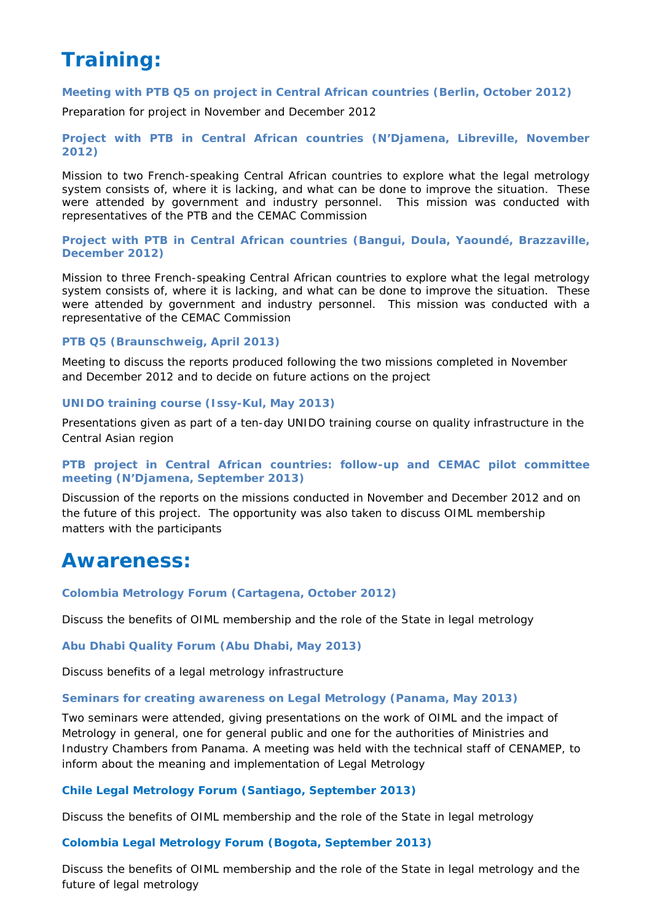# Training:

### Meeting with PTB Q5 on project in Central African countries (Berlin, October 2012)

Preparation for project in November and December 2012

### Project with PTB in Central African countries (N'Djamena, Libreville, November 2012)

Mission to two French-speaking Central African countries to explore what the legal metrology system consists of, where it is lacking, and what can be done to improve the situation. These were attended by government and industry personnel. This mission was conducted with representatives of the PTB and the CEMAC Commission

### Project with PTB in Central African countries (Bangui, Doula, Yaoundé, Brazzaville, December 2012)

Mission to three French-speaking Central African countries to explore what the legal metrology system consists of, where it is lacking, and what can be done to improve the situation. These were attended by government and industry personnel. This mission was conducted with a representative of the CEMAC Commission

### PTB Q5 (Braunschweig, April 2013)

Meeting to discuss the reports produced following the two missions completed in November and December 2012 and to decide on future actions on the project

### UNIDO training course (Issy-Kul, May 2013)

Presentations given as part of a ten-day UNIDO training course on quality infrastructure in the Central Asian region

### PTB project in Central African countries: follow-up and CEMAC pilot committee meeting (N'Djamena, September 2013)

Discussion of the reports on the missions conducted in November and December 2012 and on the future of this project. The opportunity was also taken to discuss OIML membership matters with the participants

# Awareness:

### Colombia Metrology Forum (Cartagena, October 2012)

Discuss the benefits of OIML membership and the role of the State in legal metrology

### Abu Dhabi Quality Forum (Abu Dhabi, May 2013)

Discuss benefits of a legal metrology infrastructure

### Seminars for creating awareness on Legal Metrology (Panama, May 2013)

Two seminars were attended, giving presentations on the work of OIML and the impact of Metrology in general, one for general public and one for the authorities of Ministries and Industry Chambers from Panama. A meeting was held with the technical staff of CENAMEP, to inform about the meaning and implementation of Legal Metrology

### Chile Legal Metrology Forum (Santiago, September 2013)

Discuss the benefits of OIML membership and the role of the State in legal metrology

### Colombia Legal Metrology Forum (Bogota, September 2013)

Discuss the benefits of OIML membership and the role of the State in legal metrology and the future of legal metrology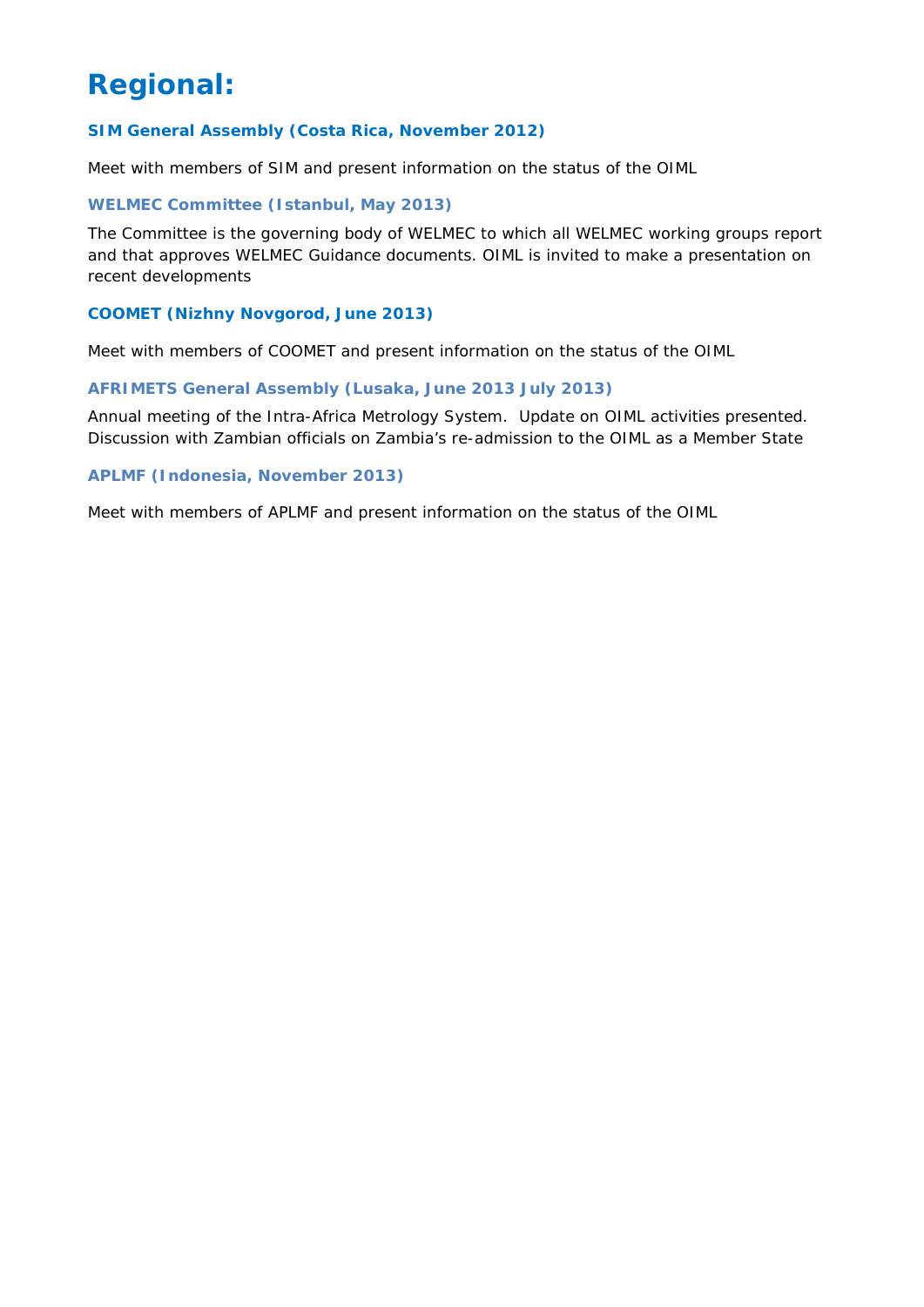# Regional:

### SIM General Assembly (Costa Rica, November 2012)

Meet with members of SIM and present information on the status of the OIML

### WELMEC Committee (Istanbul, May 2013)

The Committee is the governing body of WELMEC to which all WELMEC working groups report and that approves WELMEC Guidance documents. OIML is invited to make a presentation on recent developments

### COOMET (Nizhny Novgorod, June 2013)

Meet with members of COOMET and present information on the status of the OIML

### AFRIMETS General Assembly (Lusaka, June 2013 July 2013)

Annual meeting of the Intra-Africa Metrology System. Update on OIML activities presented. Discussion with Zambian officials on Zambia's re-admission to the OIML as a Member State

### APLMF (Indonesia, November 2013)

Meet with members of APLMF and present information on the status of the OIML